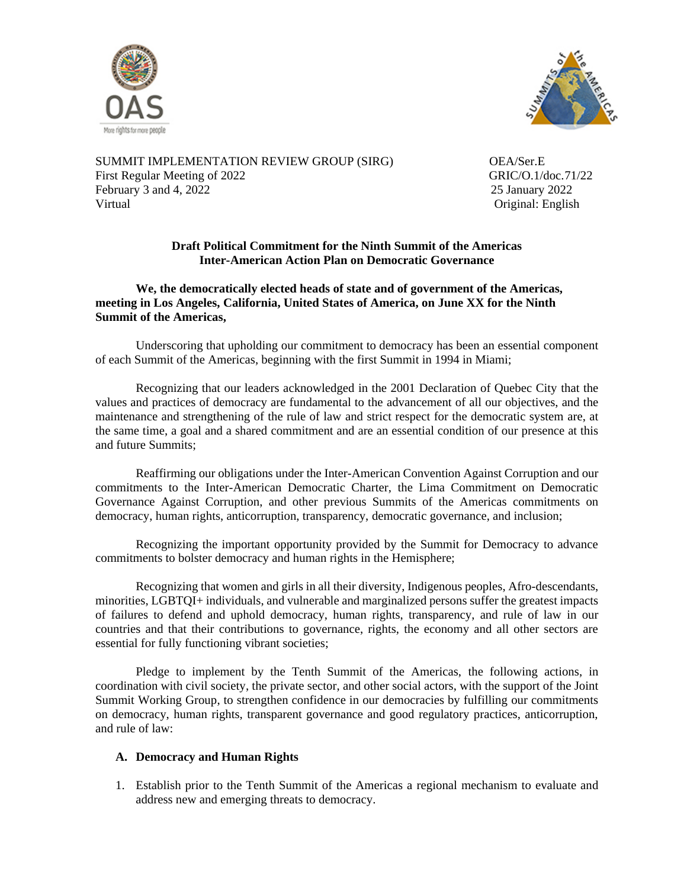SUMMIT IMPLEMENTATION REVIEW GROUP (SIRG)
First Regular Meeting of 2022
February 3 and 4, 2022
Virtual

OEA/Ser.E
GRIC/O.1/doc.71/22
25 January 2022
Original: English

**Draft Political Commitment for the Ninth Summit of the Americas**
**Inter-American Action Plan on Democratic Governance**

**We, the democratically elected heads of state and of government of the Americas, meeting in Los Angeles, California, United States of America, on June XX for the Ninth Summit of the Americas,**

Underscoring that upholding our commitment to democracy has been an essential component of each Summit of the Americas, beginning with the first Summit in 1994 in Miami;

Recognizing that our leaders acknowledged in the 2001 Declaration of Quebec City that the values and practices of democracy are fundamental to the advancement of all our objectives, and the maintenance and strengthening of the rule of law and strict respect for the democratic system are, at the same time, a goal and a shared commitment and are an essential condition of our presence at this and future Summits;

Reaffirming our obligations under the Inter-American Convention Against Corruption and our commitments to the Inter-American Democratic Charter, the Lima Commitment on Democratic Governance Against Corruption, and other previous Summits of the Americas commitments on democracy, human rights, anticorruption, transparency, democratic governance, and inclusion;

Recognizing the important opportunity provided by the Summit for Democracy to advance commitments to bolster democracy and human rights in the Hemisphere;

Recognizing that women and girls in all their diversity, Indigenous peoples, Afro-descendants, minorities, LGBTQI+ individuals, and vulnerable and marginalized persons suffer the greatest impacts of failures to defend and uphold democracy, human rights, transparency, and rule of law in our countries and that their contributions to governance, rights, the economy and all other sectors are essential for fully functioning vibrant societies;

Pledge to implement by the Tenth Summit of the Americas, the following actions, in coordination with civil society, the private sector, and other social actors, with the support of the Joint Summit Working Group, to strengthen confidence in our democracies by fulfilling our commitments on democracy, human rights, transparent governance and good regulatory practices, anticorruption, and rule of law:

**A. Democracy and Human Rights**

1. Establish prior to the Tenth Summit of the Americas a regional mechanism to evaluate and address new and emerging threats to democracy.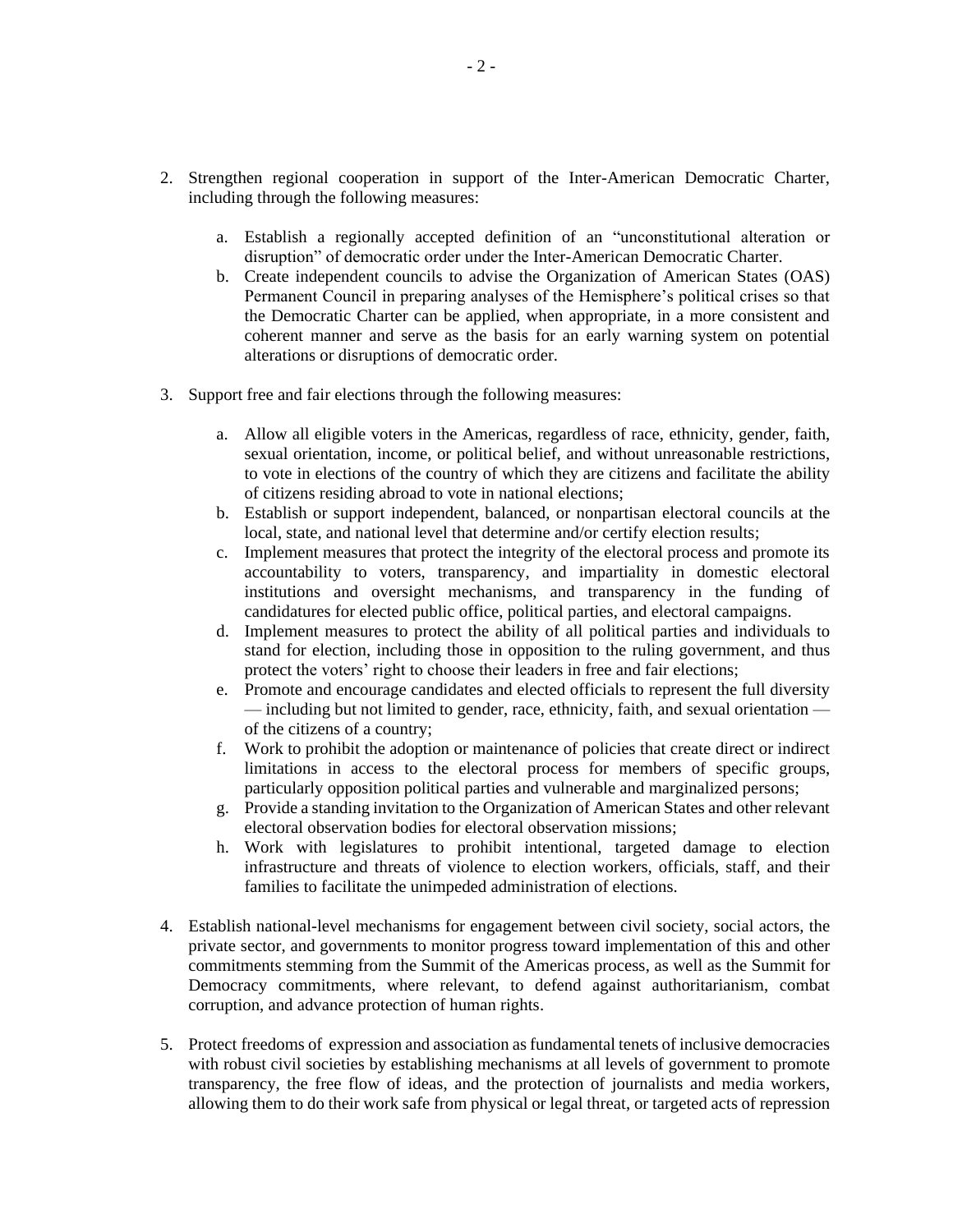2. Strengthen regional cooperation in support of the Inter-American Democratic Charter, including through the following measures:

    a. Establish a regionally accepted definition of an "unconstitutional alteration or disruption" of democratic order under the Inter-American Democratic Charter.
    b. Create independent councils to advise the Organization of American States (OAS) Permanent Council in preparing analyses of the Hemisphere's political crises so that the Democratic Charter can be applied, when appropriate, in a more consistent and coherent manner and serve as the basis for an early warning system on potential alterations or disruptions of democratic order.

3. Support free and fair elections through the following measures:

    a. Allow all eligible voters in the Americas, regardless of race, ethnicity, gender, faith, sexual orientation, income, or political belief, and without unreasonable restrictions, to vote in elections of the country of which they are citizens and facilitate the ability of citizens residing abroad to vote in national elections;
    b. Establish or support independent, balanced, or nonpartisan electoral councils at the local, state, and national level that determine and/or certify election results;
    c. Implement measures that protect the integrity of the electoral process and promote its accountability to voters, transparency, and impartiality in domestic electoral institutions and oversight mechanisms, and transparency in the funding of candidatures for elected public office, political parties, and electoral campaigns.
    d. Implement measures to protect the ability of all political parties and individuals to stand for election, including those in opposition to the ruling government, and thus protect the voters' right to choose their leaders in free and fair elections;
    e. Promote and encourage candidates and elected officials to represent the full diversity — including but not limited to gender, race, ethnicity, faith, and sexual orientation — of the citizens of a country;
    f. Work to prohibit the adoption or maintenance of policies that create direct or indirect limitations in access to the electoral process for members of specific groups, particularly opposition political parties and vulnerable and marginalized persons;
    g. Provide a standing invitation to the Organization of American States and other relevant electoral observation bodies for electoral observation missions;
    h. Work with legislatures to prohibit intentional, targeted damage to election infrastructure and threats of violence to election workers, officials, staff, and their families to facilitate the unimpeded administration of elections.

4. Establish national-level mechanisms for engagement between civil society, social actors, the private sector, and governments to monitor progress toward implementation of this and other commitments stemming from the Summit of the Americas process, as well as the Summit for Democracy commitments, where relevant, to defend against authoritarianism, combat corruption, and advance protection of human rights.

5. Protect freedoms of expression and association as fundamental tenets of inclusive democracies with robust civil societies by establishing mechanisms at all levels of government to promote transparency, the free flow of ideas, and the protection of journalists and media workers, allowing them to do their work safe from physical or legal threat, or targeted acts of repression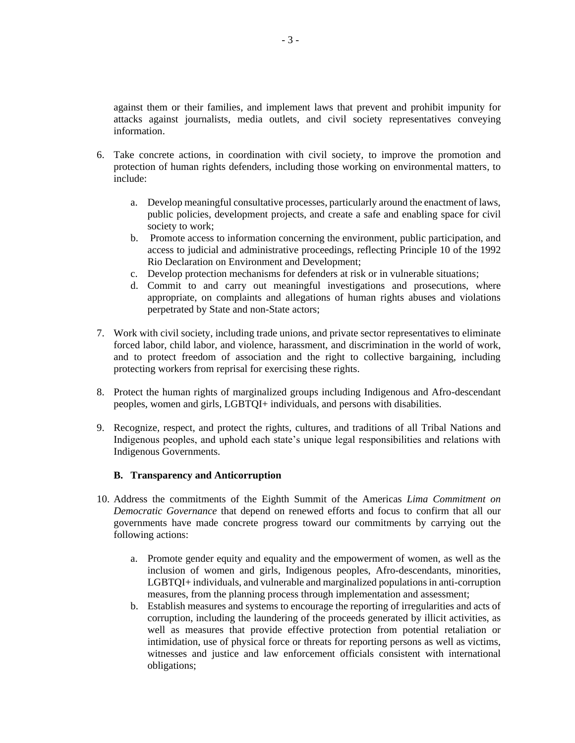against them or their families, and implement laws that prevent and prohibit impunity for attacks against journalists, media outlets, and civil society representatives conveying information.

6. Take concrete actions, in coordination with civil society, to improve the promotion and protection of human rights defenders, including those working on environmental matters, to include:

   a. Develop meaningful consultative processes, particularly around the enactment of laws, public policies, development projects, and create a safe and enabling space for civil society to work;
   b. Promote access to information concerning the environment, public participation, and access to judicial and administrative proceedings, reflecting Principle 10 of the 1992 Rio Declaration on Environment and Development;
   c. Develop protection mechanisms for defenders at risk or in vulnerable situations;
   d. Commit to and carry out meaningful investigations and prosecutions, where appropriate, on complaints and allegations of human rights abuses and violations perpetrated by State and non-State actors;

7. Work with civil society, including trade unions, and private sector representatives to eliminate forced labor, child labor, and violence, harassment, and discrimination in the world of work, and to protect freedom of association and the right to collective bargaining, including protecting workers from reprisal for exercising these rights.

8. Protect the human rights of marginalized groups including Indigenous and Afro-descendant peoples, women and girls, LGBTQI+ individuals, and persons with disabilities.

9. Recognize, respect, and protect the rights, cultures, and traditions of all Tribal Nations and Indigenous peoples, and uphold each state's unique legal responsibilities and relations with Indigenous Governments.

### B. Transparency and Anticorruption

10. Address the commitments of the Eighth Summit of the Americas *Lima Commitment on Democratic Governance* that depend on renewed efforts and focus to confirm that all our governments have made concrete progress toward our commitments by carrying out the following actions:

    a. Promote gender equity and equality and the empowerment of women, as well as the inclusion of women and girls, Indigenous peoples, Afro-descendants, minorities, LGBTQI+ individuals, and vulnerable and marginalized populations in anti-corruption measures, from the planning process through implementation and assessment;
    b. Establish measures and systems to encourage the reporting of irregularities and acts of corruption, including the laundering of the proceeds generated by illicit activities, as well as measures that provide effective protection from potential retaliation or intimidation, use of physical force or threats for reporting persons as well as victims, witnesses and justice and law enforcement officials consistent with international obligations;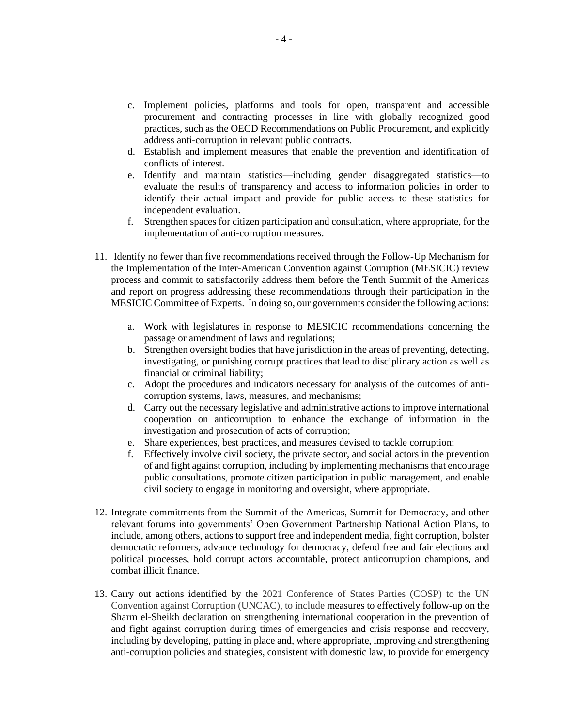c. Implement policies, platforms and tools for open, transparent and accessible procurement and contracting processes in line with globally recognized good practices, such as the OECD Recommendations on Public Procurement, and explicitly address anti-corruption in relevant public contracts.
d. Establish and implement measures that enable the prevention and identification of conflicts of interest.
e. Identify and maintain statistics—including gender disaggregated statistics—to evaluate the results of transparency and access to information policies in order to identify their actual impact and provide for public access to these statistics for independent evaluation.
f. Strengthen spaces for citizen participation and consultation, where appropriate, for the implementation of anti-corruption measures.

11. Identify no fewer than five recommendations received through the Follow-Up Mechanism for the Implementation of the Inter-American Convention against Corruption (MESICIC) review process and commit to satisfactorily address them before the Tenth Summit of the Americas and report on progress addressing these recommendations through their participation in the MESICIC Committee of Experts. In doing so, our governments consider the following actions:

    a. Work with legislatures in response to MESICIC recommendations concerning the passage or amendment of laws and regulations;
    b. Strengthen oversight bodies that have jurisdiction in the areas of preventing, detecting, investigating, or punishing corrupt practices that lead to disciplinary action as well as financial or criminal liability;
    c. Adopt the procedures and indicators necessary for analysis of the outcomes of anti-corruption systems, laws, measures, and mechanisms;
    d. Carry out the necessary legislative and administrative actions to improve international cooperation on anticorruption to enhance the exchange of information in the investigation and prosecution of acts of corruption;
    e. Share experiences, best practices, and measures devised to tackle corruption;
    f. Effectively involve civil society, the private sector, and social actors in the prevention of and fight against corruption, including by implementing mechanisms that encourage public consultations, promote citizen participation in public management, and enable civil society to engage in monitoring and oversight, where appropriate.

12. Integrate commitments from the Summit of the Americas, Summit for Democracy, and other relevant forums into governments' Open Government Partnership National Action Plans, to include, among others, actions to support free and independent media, fight corruption, bolster democratic reformers, advance technology for democracy, defend free and fair elections and political processes, hold corrupt actors accountable, protect anticorruption champions, and combat illicit finance.

13. Carry out actions identified by the 2021 Conference of States Parties (COSP) to the UN Convention against Corruption (UNCAC), to include measures to effectively follow-up on the Sharm el-Sheikh declaration on strengthening international cooperation in the prevention of and fight against corruption during times of emergencies and crisis response and recovery, including by developing, putting in place and, where appropriate, improving and strengthening anti-corruption policies and strategies, consistent with domestic law, to provide for emergency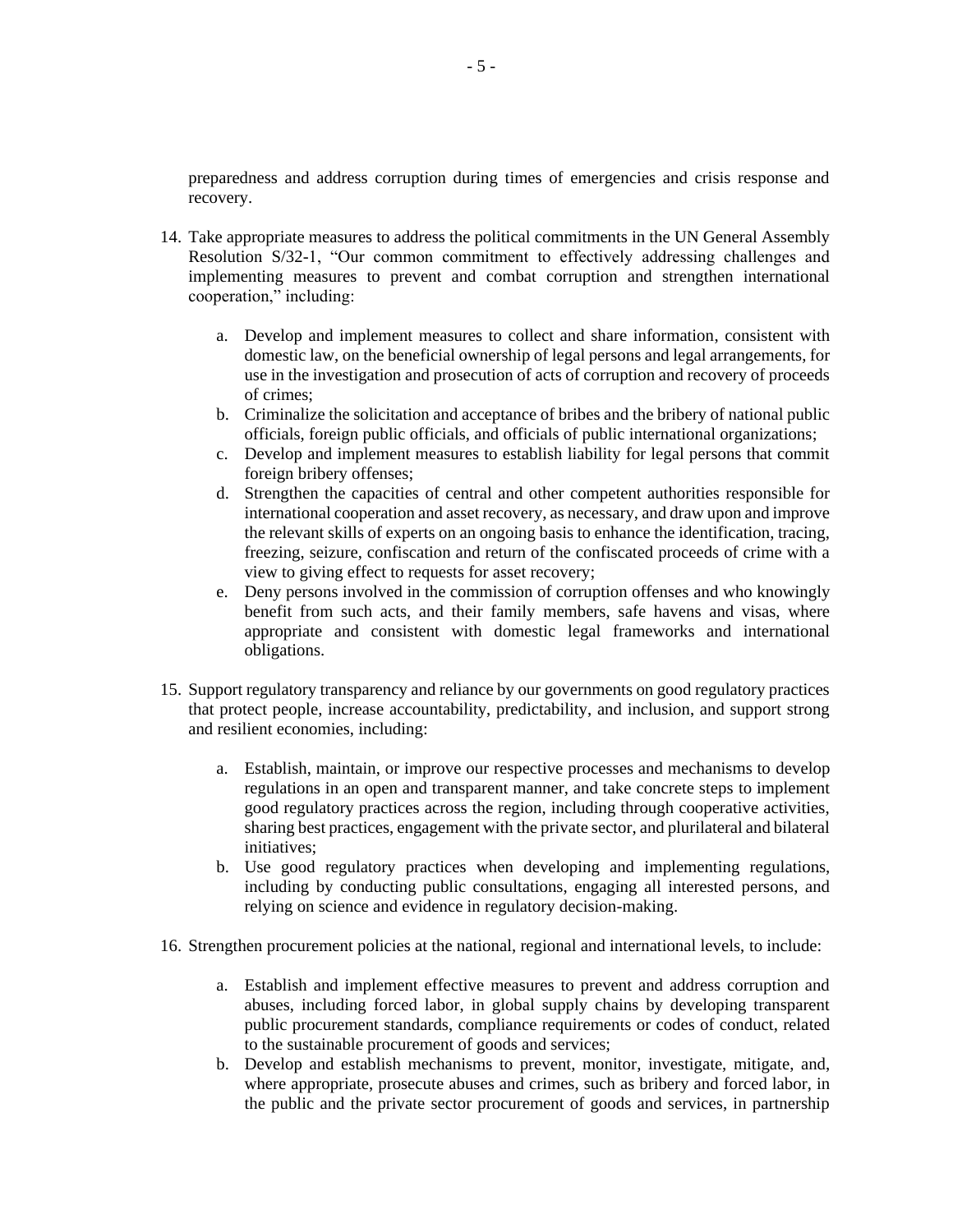preparedness and address corruption during times of emergencies and crisis response and recovery.

14. Take appropriate measures to address the political commitments in the UN General Assembly Resolution S/32-1, "Our common commitment to effectively addressing challenges and implementing measures to prevent and combat corruption and strengthen international cooperation," including:

    a. Develop and implement measures to collect and share information, consistent with domestic law, on the beneficial ownership of legal persons and legal arrangements, for use in the investigation and prosecution of acts of corruption and recovery of proceeds of crimes;
    b. Criminalize the solicitation and acceptance of bribes and the bribery of national public officials, foreign public officials, and officials of public international organizations;
    c. Develop and implement measures to establish liability for legal persons that commit foreign bribery offenses;
    d. Strengthen the capacities of central and other competent authorities responsible for international cooperation and asset recovery, as necessary, and draw upon and improve the relevant skills of experts on an ongoing basis to enhance the identification, tracing, freezing, seizure, confiscation and return of the confiscated proceeds of crime with a view to giving effect to requests for asset recovery;
    e. Deny persons involved in the commission of corruption offenses and who knowingly benefit from such acts, and their family members, safe havens and visas, where appropriate and consistent with domestic legal frameworks and international obligations.

15. Support regulatory transparency and reliance by our governments on good regulatory practices that protect people, increase accountability, predictability, and inclusion, and support strong and resilient economies, including:

    a. Establish, maintain, or improve our respective processes and mechanisms to develop regulations in an open and transparent manner, and take concrete steps to implement good regulatory practices across the region, including through cooperative activities, sharing best practices, engagement with the private sector, and plurilateral and bilateral initiatives;
    b. Use good regulatory practices when developing and implementing regulations, including by conducting public consultations, engaging all interested persons, and relying on science and evidence in regulatory decision-making.

16. Strengthen procurement policies at the national, regional and international levels, to include:

    a. Establish and implement effective measures to prevent and address corruption and abuses, including forced labor, in global supply chains by developing transparent public procurement standards, compliance requirements or codes of conduct, related to the sustainable procurement of goods and services;
    b. Develop and establish mechanisms to prevent, monitor, investigate, mitigate, and, where appropriate, prosecute abuses and crimes, such as bribery and forced labor, in the public and the private sector procurement of goods and services, in partnership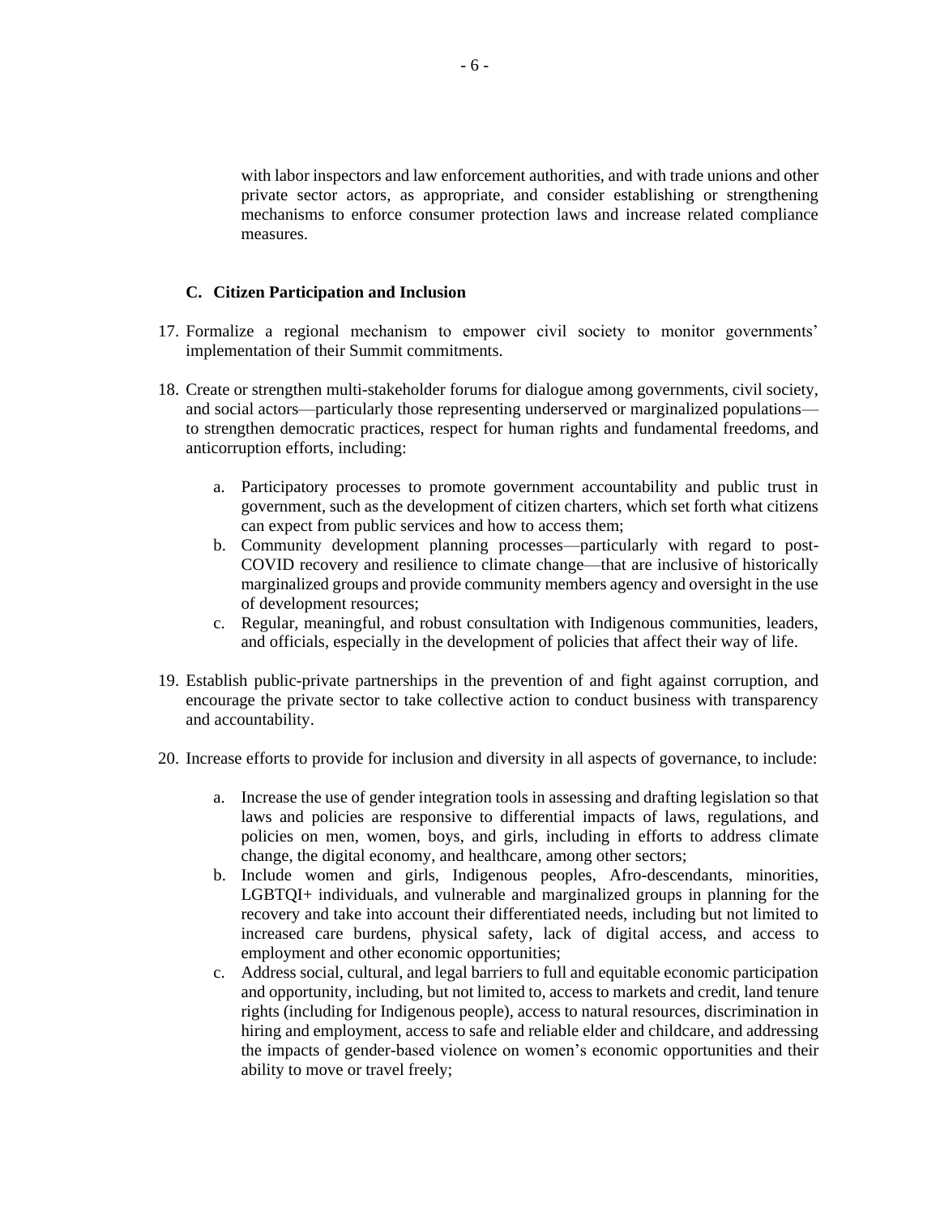with labor inspectors and law enforcement authorities, and with trade unions and other private sector actors, as appropriate, and consider establishing or strengthening mechanisms to enforce consumer protection laws and increase related compliance measures.

### C. Citizen Participation and Inclusion

17. Formalize a regional mechanism to empower civil society to monitor governments' implementation of their Summit commitments.

18. Create or strengthen multi-stakeholder forums for dialogue among governments, civil society, and social actors—particularly those representing underserved or marginalized populations—to strengthen democratic practices, respect for human rights and fundamental freedoms, and anticorruption efforts, including:

    a. Participatory processes to promote government accountability and public trust in government, such as the development of citizen charters, which set forth what citizens can expect from public services and how to access them;
    b. Community development planning processes—particularly with regard to post-COVID recovery and resilience to climate change—that are inclusive of historically marginalized groups and provide community members agency and oversight in the use of development resources;
    c. Regular, meaningful, and robust consultation with Indigenous communities, leaders, and officials, especially in the development of policies that affect their way of life.

19. Establish public-private partnerships in the prevention of and fight against corruption, and encourage the private sector to take collective action to conduct business with transparency and accountability.

20. Increase efforts to provide for inclusion and diversity in all aspects of governance, to include:

    a. Increase the use of gender integration tools in assessing and drafting legislation so that laws and policies are responsive to differential impacts of laws, regulations, and policies on men, women, boys, and girls, including in efforts to address climate change, the digital economy, and healthcare, among other sectors;
    b. Include women and girls, Indigenous peoples, Afro-descendants, minorities, LGBTQI+ individuals, and vulnerable and marginalized groups in planning for the recovery and take into account their differentiated needs, including but not limited to increased care burdens, physical safety, lack of digital access, and access to employment and other economic opportunities;
    c. Address social, cultural, and legal barriers to full and equitable economic participation and opportunity, including, but not limited to, access to markets and credit, land tenure rights (including for Indigenous people), access to natural resources, discrimination in hiring and employment, access to safe and reliable elder and childcare, and addressing the impacts of gender-based violence on women's economic opportunities and their ability to move or travel freely;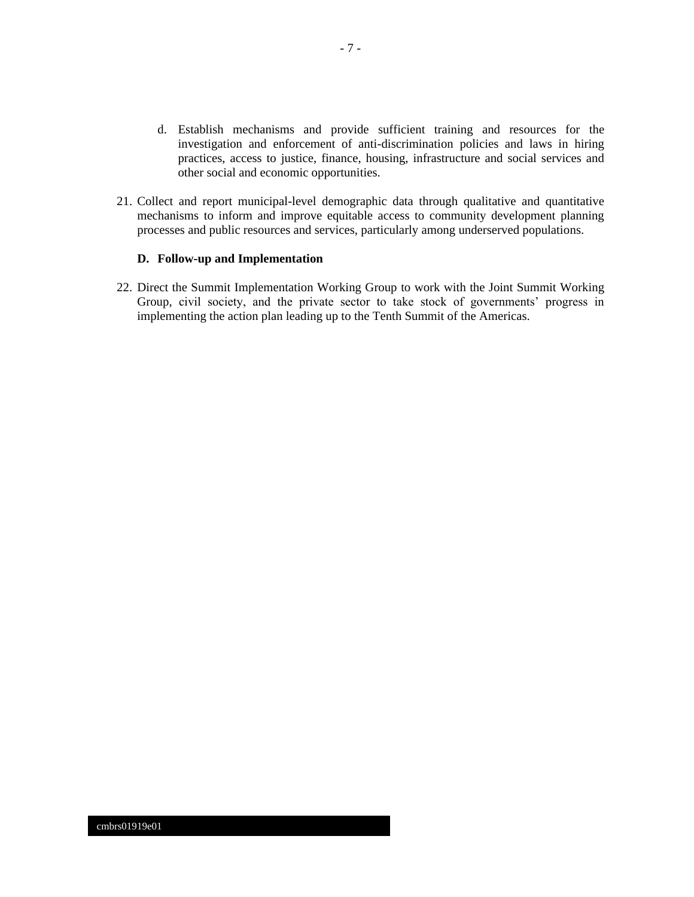d. Establish mechanisms and provide sufficient training and resources for the investigation and enforcement of anti-discrimination policies and laws in hiring practices, access to justice, finance, housing, infrastructure and social services and other social and economic opportunities.

21. Collect and report municipal-level demographic data through qualitative and quantitative mechanisms to inform and improve equitable access to community development planning processes and public resources and services, particularly among underserved populations.

**D. Follow-up and Implementation**

22. Direct the Summit Implementation Working Group to work with the Joint Summit Working Group, civil society, and the private sector to take stock of governments' progress in implementing the action plan leading up to the Tenth Summit of the Americas.

cmbrs01919e01